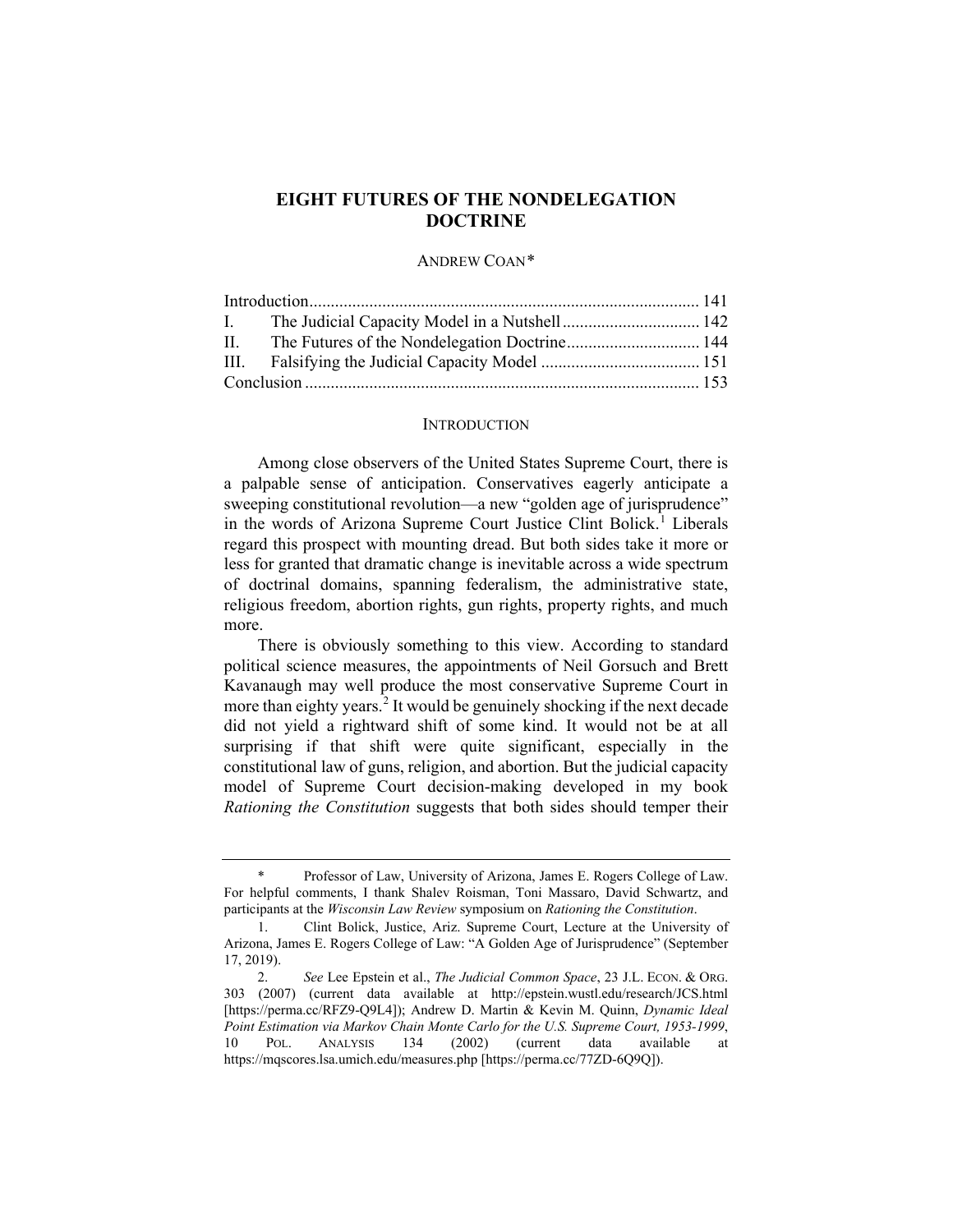# EIGHT FUTURES OF THE NONDELEGATION DOCTRINE

ANDREW COAN*

| | |
|---|---|
| Introduction | 141 |
| I. The Judicial Capacity Model in a Nutshell | 142 |
| II. The Futures of the Nondelegation Doctrine | 144 |
| III. Falsifying the Judicial Capacity Model | 151 |
| Conclusion | 153 |

## INTRODUCTION

Among close observers of the United States Supreme Court, there is a palpable sense of anticipation. Conservatives eagerly anticipate a sweeping constitutional revolution—a new "golden age of jurisprudence" in the words of Arizona Supreme Court Justice Clint Bolick.[1] Liberals regard this prospect with mounting dread. But both sides take it more or less for granted that dramatic change is inevitable across a wide spectrum of doctrinal domains, spanning federalism, the administrative state, religious freedom, abortion rights, gun rights, property rights, and much more.

There is obviously something to this view. According to standard political science measures, the appointments of Neil Gorsuch and Brett Kavanaugh may well produce the most conservative Supreme Court in more than eighty years.[2] It would be genuinely shocking if the next decade did not yield a rightward shift of some kind. It would not be at all surprising if that shift were quite significant, especially in the constitutional law of guns, religion, and abortion. But the judicial capacity model of Supreme Court decision-making developed in my book *Rationing the Constitution* suggests that both sides should temper their

---

\* Professor of Law, University of Arizona, James E. Rogers College of Law. For helpful comments, I thank Shalev Roisman, Toni Massaro, David Schwartz, and participants at the *Wisconsin Law Review* symposium on *Rationing the Constitution*.

1. Clint Bolick, Justice, Ariz. Supreme Court, Lecture at the University of Arizona, James E. Rogers College of Law: "A Golden Age of Jurisprudence" (September 17, 2019).

2. *See* Lee Epstein et al., *The Judicial Common Space*, 23 J.L. ECON. & ORG. 303 (2007) (current data available at http://epstein.wustl.edu/research/JCS.html [https://perma.cc/RFZ9-Q9L4]); Andrew D. Martin & Kevin M. Quinn, *Dynamic Ideal Point Estimation via Markov Chain Monte Carlo for the U.S. Supreme Court, 1953-1999*, 10 POL. ANALYSIS 134 (2002) (current data available at https://mqscores.lsa.umich.edu/measures.php [https://perma.cc/77ZD-6Q9Q]).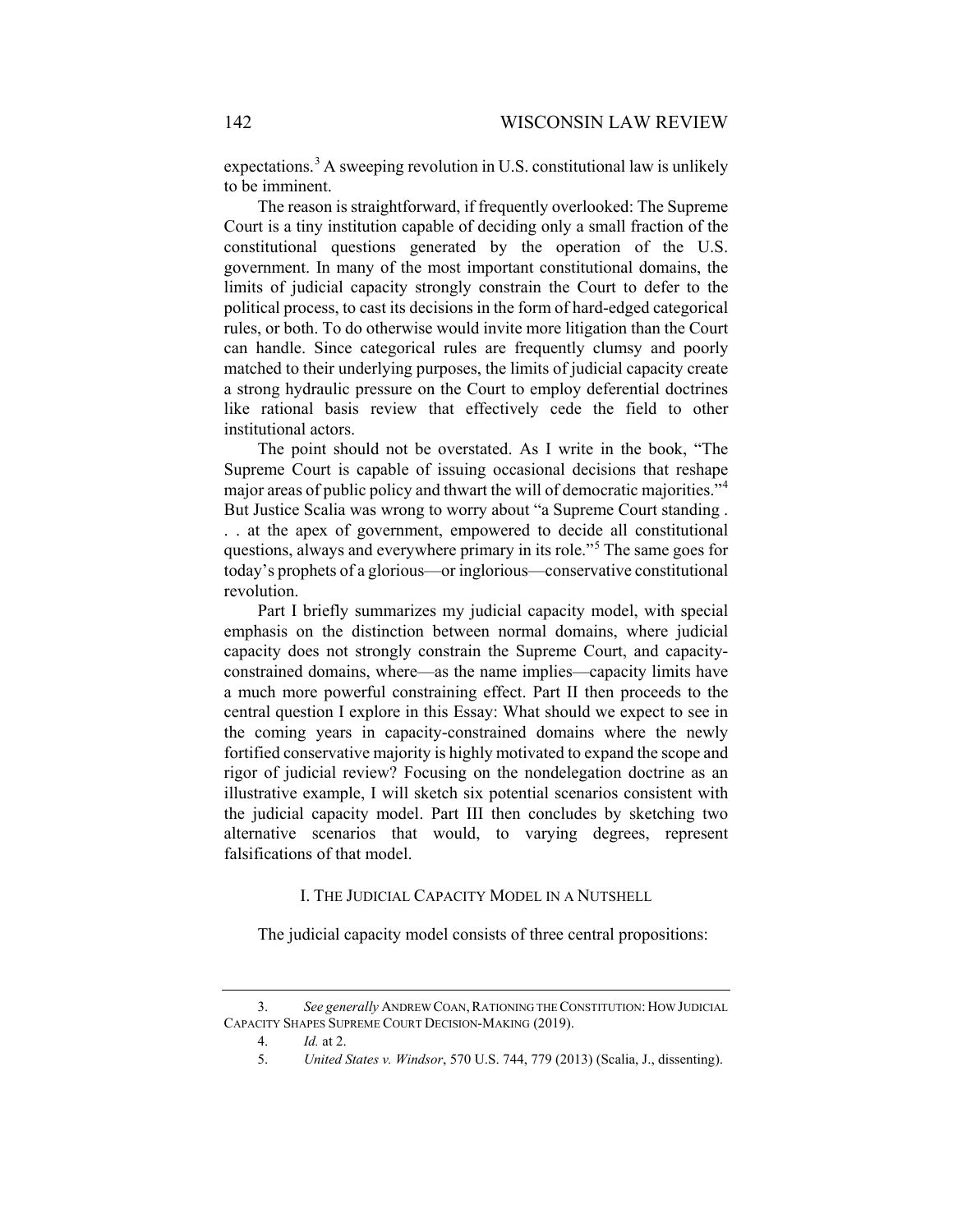expectations.[3] A sweeping revolution in U.S. constitutional law is unlikely to be imminent.

The reason is straightforward, if frequently overlooked: The Supreme Court is a tiny institution capable of deciding only a small fraction of the constitutional questions generated by the operation of the U.S. government. In many of the most important constitutional domains, the limits of judicial capacity strongly constrain the Court to defer to the political process, to cast its decisions in the form of hard-edged categorical rules, or both. To do otherwise would invite more litigation than the Court can handle. Since categorical rules are frequently clumsy and poorly matched to their underlying purposes, the limits of judicial capacity create a strong hydraulic pressure on the Court to employ deferential doctrines like rational basis review that effectively cede the field to other institutional actors.

The point should not be overstated. As I write in the book, "The Supreme Court is capable of issuing occasional decisions that reshape major areas of public policy and thwart the will of democratic majorities."[4] But Justice Scalia was wrong to worry about "a Supreme Court standing . . . at the apex of government, empowered to decide all constitutional questions, always and everywhere primary in its role."[5] The same goes for today's prophets of a glorious—or inglorious—conservative constitutional revolution.

Part I briefly summarizes my judicial capacity model, with special emphasis on the distinction between normal domains, where judicial capacity does not strongly constrain the Supreme Court, and capacity-constrained domains, where—as the name implies—capacity limits have a much more powerful constraining effect. Part II then proceeds to the central question I explore in this Essay: What should we expect to see in the coming years in capacity-constrained domains where the newly fortified conservative majority is highly motivated to expand the scope and rigor of judicial review? Focusing on the nondelegation doctrine as an illustrative example, I will sketch six potential scenarios consistent with the judicial capacity model. Part III then concludes by sketching two alternative scenarios that would, to varying degrees, represent falsifications of that model.

## I. THE JUDICIAL CAPACITY MODEL IN A NUTSHELL

The judicial capacity model consists of three central propositions:

---

3. *See generally* ANDREW COAN, RATIONING THE CONSTITUTION: HOW JUDICIAL CAPACITY SHAPES SUPREME COURT DECISION-MAKING (2019).

4. *Id.* at 2.

5. *United States v. Windsor*, 570 U.S. 744, 779 (2013) (Scalia, J., dissenting).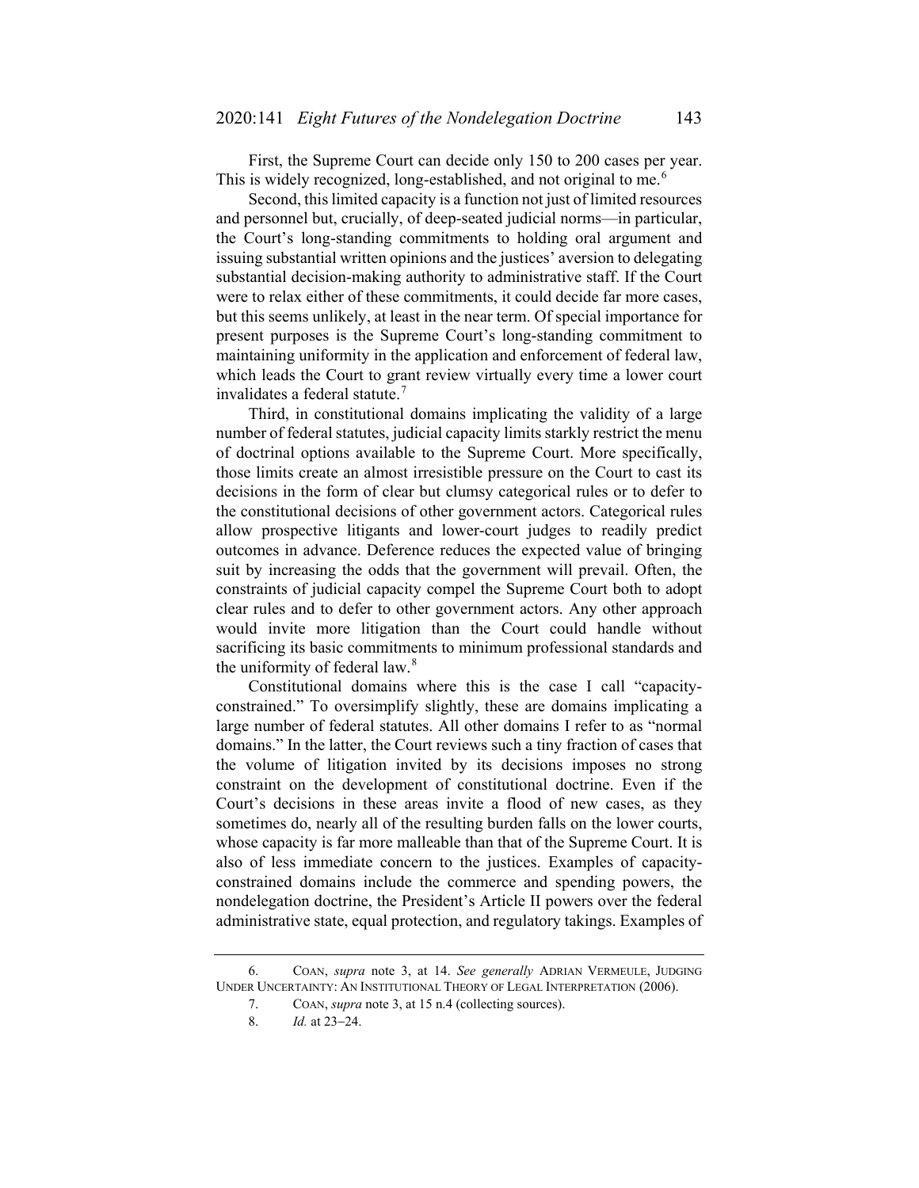First, the Supreme Court can decide only 150 to 200 cases per year. This is widely recognized, long-established, and not original to me.[6]

Second, this limited capacity is a function not just of limited resources and personnel but, crucially, of deep-seated judicial norms—in particular, the Court's long-standing commitments to holding oral argument and issuing substantial written opinions and the justices' aversion to delegating substantial decision-making authority to administrative staff. If the Court were to relax either of these commitments, it could decide far more cases, but this seems unlikely, at least in the near term. Of special importance for present purposes is the Supreme Court's long-standing commitment to maintaining uniformity in the application and enforcement of federal law, which leads the Court to grant review virtually every time a lower court invalidates a federal statute.[7]

Third, in constitutional domains implicating the validity of a large number of federal statutes, judicial capacity limits starkly restrict the menu of doctrinal options available to the Supreme Court. More specifically, those limits create an almost irresistible pressure on the Court to cast its decisions in the form of clear but clumsy categorical rules or to defer to the constitutional decisions of other government actors. Categorical rules allow prospective litigants and lower-court judges to readily predict outcomes in advance. Deference reduces the expected value of bringing suit by increasing the odds that the government will prevail. Often, the constraints of judicial capacity compel the Supreme Court both to adopt clear rules and to defer to other government actors. Any other approach would invite more litigation than the Court could handle without sacrificing its basic commitments to minimum professional standards and the uniformity of federal law.[8]

Constitutional domains where this is the case I call "capacity-constrained." To oversimplify slightly, these are domains implicating a large number of federal statutes. All other domains I refer to as "normal domains." In the latter, the Court reviews such a tiny fraction of cases that the volume of litigation invited by its decisions imposes no strong constraint on the development of constitutional doctrine. Even if the Court's decisions in these areas invite a flood of new cases, as they sometimes do, nearly all of the resulting burden falls on the lower courts, whose capacity is far more malleable than that of the Supreme Court. It is also of less immediate concern to the justices. Examples of capacity-constrained domains include the commerce and spending powers, the nondelegation doctrine, the President's Article II powers over the federal administrative state, equal protection, and regulatory takings. Examples of

---

6. COAN, *supra* note 3, at 14. *See generally* ADRIAN VERMEULE, JUDGING UNDER UNCERTAINTY: AN INSTITUTIONAL THEORY OF LEGAL INTERPRETATION (2006).

7. COAN, *supra* note 3, at 15 n.4 (collecting sources).

8. *Id.* at 23–24.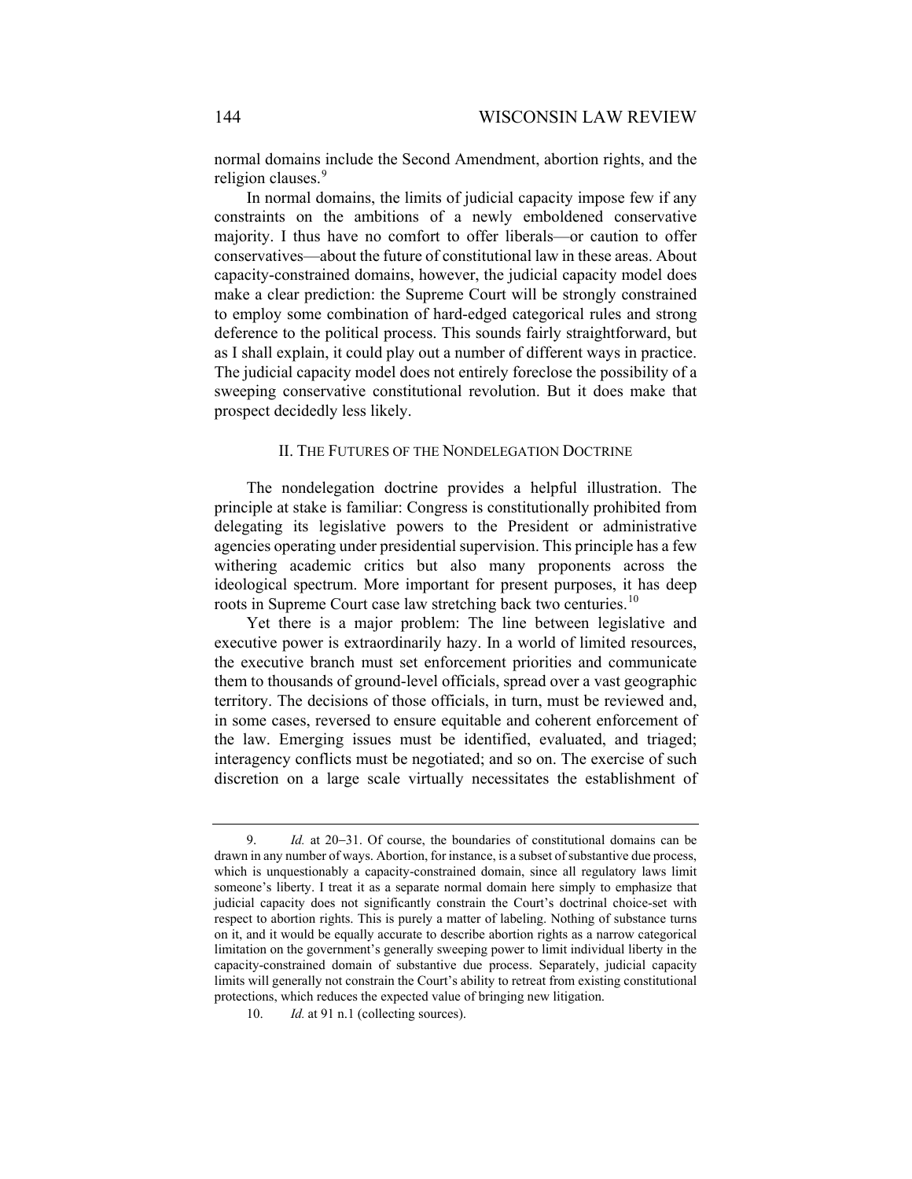normal domains include the Second Amendment, abortion rights, and the religion clauses.[9]

In normal domains, the limits of judicial capacity impose few if any constraints on the ambitions of a newly emboldened conservative majority. I thus have no comfort to offer liberals—or caution to offer conservatives—about the future of constitutional law in these areas. About capacity-constrained domains, however, the judicial capacity model does make a clear prediction: the Supreme Court will be strongly constrained to employ some combination of hard-edged categorical rules and strong deference to the political process. This sounds fairly straightforward, but as I shall explain, it could play out a number of different ways in practice. The judicial capacity model does not entirely foreclose the possibility of a sweeping conservative constitutional revolution. But it does make that prospect decidedly less likely.

## II. THE FUTURES OF THE NONDELEGATION DOCTRINE

The nondelegation doctrine provides a helpful illustration. The principle at stake is familiar: Congress is constitutionally prohibited from delegating its legislative powers to the President or administrative agencies operating under presidential supervision. This principle has a few withering academic critics but also many proponents across the ideological spectrum. More important for present purposes, it has deep roots in Supreme Court case law stretching back two centuries.[10]

Yet there is a major problem: The line between legislative and executive power is extraordinarily hazy. In a world of limited resources, the executive branch must set enforcement priorities and communicate them to thousands of ground-level officials, spread over a vast geographic territory. The decisions of those officials, in turn, must be reviewed and, in some cases, reversed to ensure equitable and coherent enforcement of the law. Emerging issues must be identified, evaluated, and triaged; interagency conflicts must be negotiated; and so on. The exercise of such discretion on a large scale virtually necessitates the establishment of

---

9. *Id.* at 20–31. Of course, the boundaries of constitutional domains can be drawn in any number of ways. Abortion, for instance, is a subset of substantive due process, which is unquestionably a capacity-constrained domain, since all regulatory laws limit someone's liberty. I treat it as a separate normal domain here simply to emphasize that judicial capacity does not significantly constrain the Court's doctrinal choice-set with respect to abortion rights. This is purely a matter of labeling. Nothing of substance turns on it, and it would be equally accurate to describe abortion rights as a narrow categorical limitation on the government's generally sweeping power to limit individual liberty in the capacity-constrained domain of substantive due process. Separately, judicial capacity limits will generally not constrain the Court's ability to retreat from existing constitutional protections, which reduces the expected value of bringing new litigation.

10. *Id.* at 91 n.1 (collecting sources).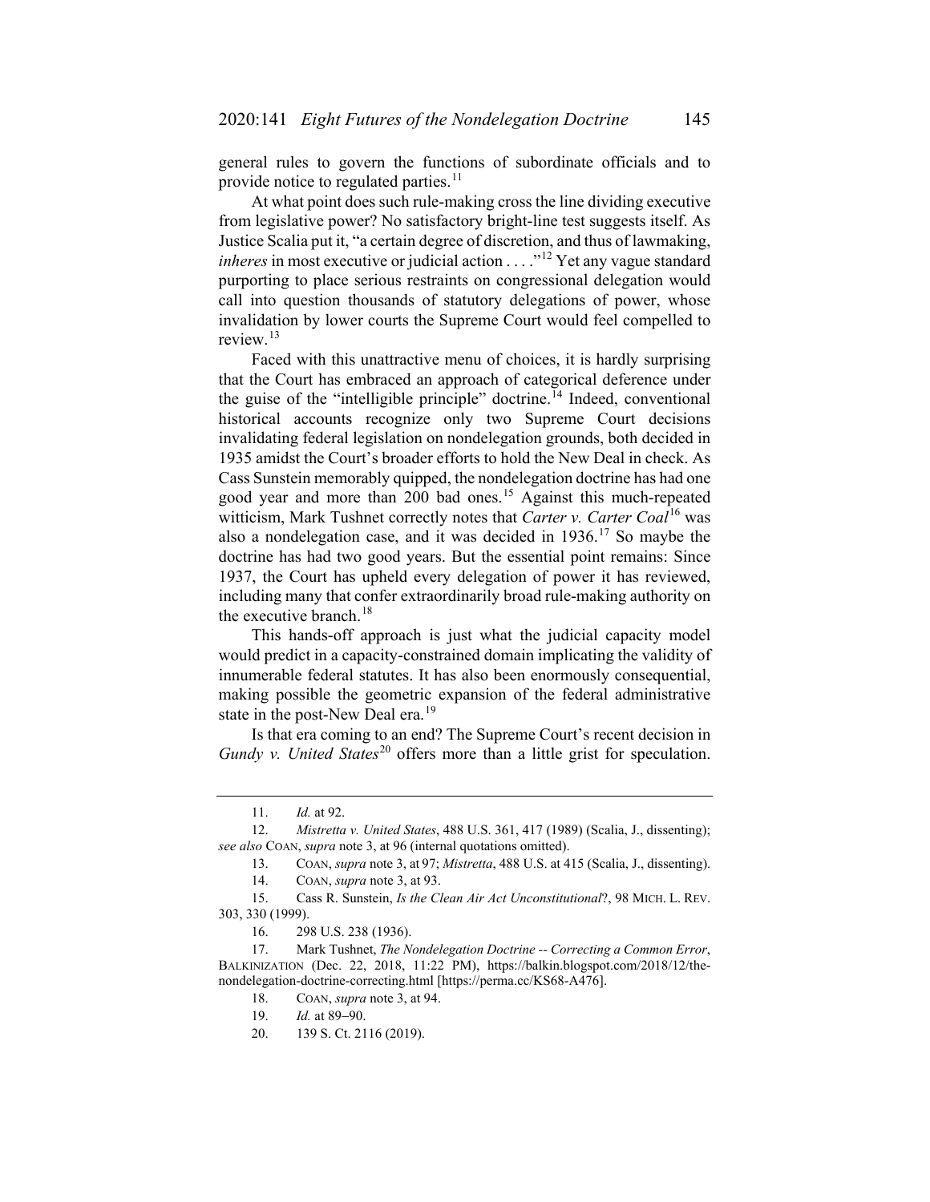general rules to govern the functions of subordinate officials and to provide notice to regulated parties.[11]

At what point does such rule-making cross the line dividing executive from legislative power? No satisfactory bright-line test suggests itself. As Justice Scalia put it, "a certain degree of discretion, and thus of lawmaking, *inheres* in most executive or judicial action . . . ."[12] Yet any vague standard purporting to place serious restraints on congressional delegation would call into question thousands of statutory delegations of power, whose invalidation by lower courts the Supreme Court would feel compelled to review.[13]

Faced with this unattractive menu of choices, it is hardly surprising that the Court has embraced an approach of categorical deference under the guise of the "intelligible principle" doctrine.[14] Indeed, conventional historical accounts recognize only two Supreme Court decisions invalidating federal legislation on nondelegation grounds, both decided in 1935 amidst the Court's broader efforts to hold the New Deal in check. As Cass Sunstein memorably quipped, the nondelegation doctrine has had one good year and more than 200 bad ones.[15] Against this much-repeated witticism, Mark Tushnet correctly notes that *Carter v. Carter Coal*[16] was also a nondelegation case, and it was decided in 1936.[17] So maybe the doctrine has had two good years. But the essential point remains: Since 1937, the Court has upheld every delegation of power it has reviewed, including many that confer extraordinarily broad rule-making authority on the executive branch.[18]

This hands-off approach is just what the judicial capacity model would predict in a capacity-constrained domain implicating the validity of innumerable federal statutes. It has also been enormously consequential, making possible the geometric expansion of the federal administrative state in the post-New Deal era.[19]

Is that era coming to an end? The Supreme Court's recent decision in *Gundy v. United States*[20] offers more than a little grist for speculation.

---

11. *Id.* at 92.

12. *Mistretta v. United States*, 488 U.S. 361, 417 (1989) (Scalia, J., dissenting); *see also* COAN, *supra* note 3, at 96 (internal quotations omitted).

13. COAN, *supra* note 3, at 97; *Mistretta*, 488 U.S. at 415 (Scalia, J., dissenting).

14. COAN, *supra* note 3, at 93.

15. Cass R. Sunstein, *Is the Clean Air Act Unconstitutional?*, 98 MICH. L. REV. 303, 330 (1999).

16. 298 U.S. 238 (1936).

17. Mark Tushnet, *The Nondelegation Doctrine -- Correcting a Common Error*, BALKINIZATION (Dec. 22, 2018, 11:22 PM), https://balkin.blogspot.com/2018/12/the-nondelegation-doctrine-correcting.html [https://perma.cc/KS68-A476].

18. COAN, *supra* note 3, at 94.

19. *Id.* at 89–90.

20. 139 S. Ct. 2116 (2019).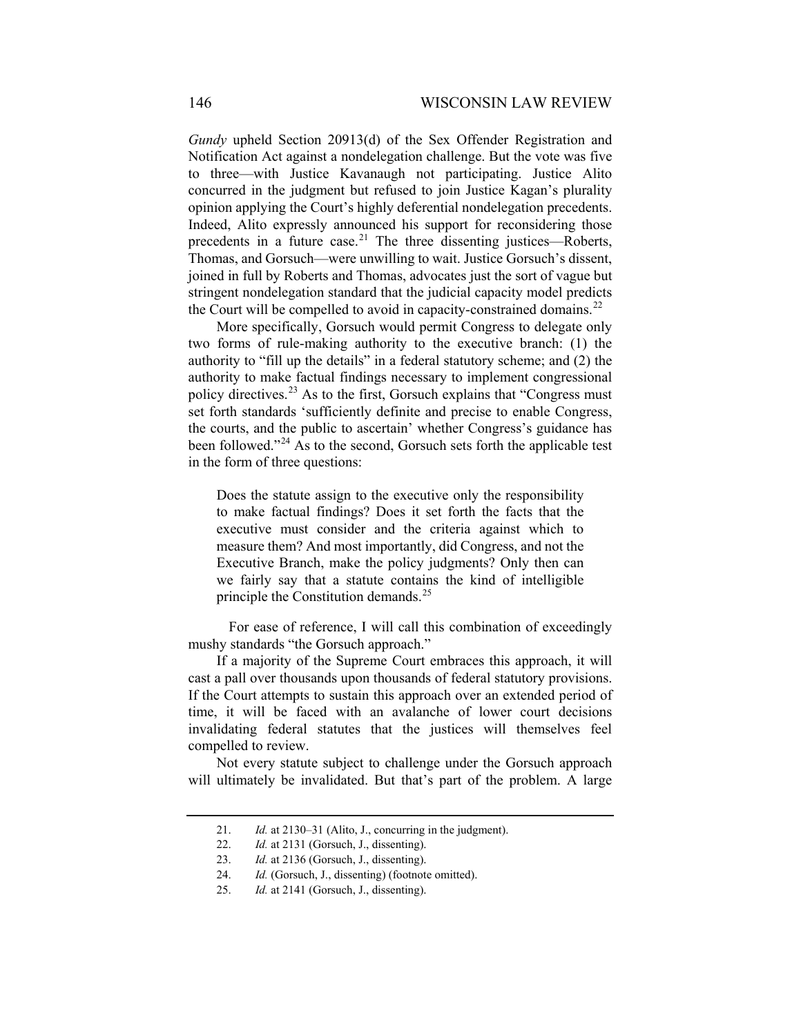*Gundy* upheld Section 20913(d) of the Sex Offender Registration and Notification Act against a nondelegation challenge. But the vote was five to three—with Justice Kavanaugh not participating. Justice Alito concurred in the judgment but refused to join Justice Kagan's plurality opinion applying the Court's highly deferential nondelegation precedents. Indeed, Alito expressly announced his support for reconsidering those precedents in a future case.[21] The three dissenting justices—Roberts, Thomas, and Gorsuch—were unwilling to wait. Justice Gorsuch's dissent, joined in full by Roberts and Thomas, advocates just the sort of vague but stringent nondelegation standard that the judicial capacity model predicts the Court will be compelled to avoid in capacity-constrained domains.[22]

More specifically, Gorsuch would permit Congress to delegate only two forms of rule-making authority to the executive branch: (1) the authority to "fill up the details" in a federal statutory scheme; and (2) the authority to make factual findings necessary to implement congressional policy directives.[23] As to the first, Gorsuch explains that "Congress must set forth standards 'sufficiently definite and precise to enable Congress, the courts, and the public to ascertain' whether Congress's guidance has been followed."[24] As to the second, Gorsuch sets forth the applicable test in the form of three questions:

> Does the statute assign to the executive only the responsibility to make factual findings? Does it set forth the facts that the executive must consider and the criteria against which to measure them? And most importantly, did Congress, and not the Executive Branch, make the policy judgments? Only then can we fairly say that a statute contains the kind of intelligible principle the Constitution demands.[25]

For ease of reference, I will call this combination of exceedingly mushy standards "the Gorsuch approach."

If a majority of the Supreme Court embraces this approach, it will cast a pall over thousands upon thousands of federal statutory provisions. If the Court attempts to sustain this approach over an extended period of time, it will be faced with an avalanche of lower court decisions invalidating federal statutes that the justices will themselves feel compelled to review.

Not every statute subject to challenge under the Gorsuch approach will ultimately be invalidated. But that's part of the problem. A large

21. *Id.* at 2130–31 (Alito, J., concurring in the judgment).

22. *Id.* at 2131 (Gorsuch, J., dissenting).

23. *Id.* at 2136 (Gorsuch, J., dissenting).

24. *Id.* (Gorsuch, J., dissenting) (footnote omitted).

25. *Id.* at 2141 (Gorsuch, J., dissenting).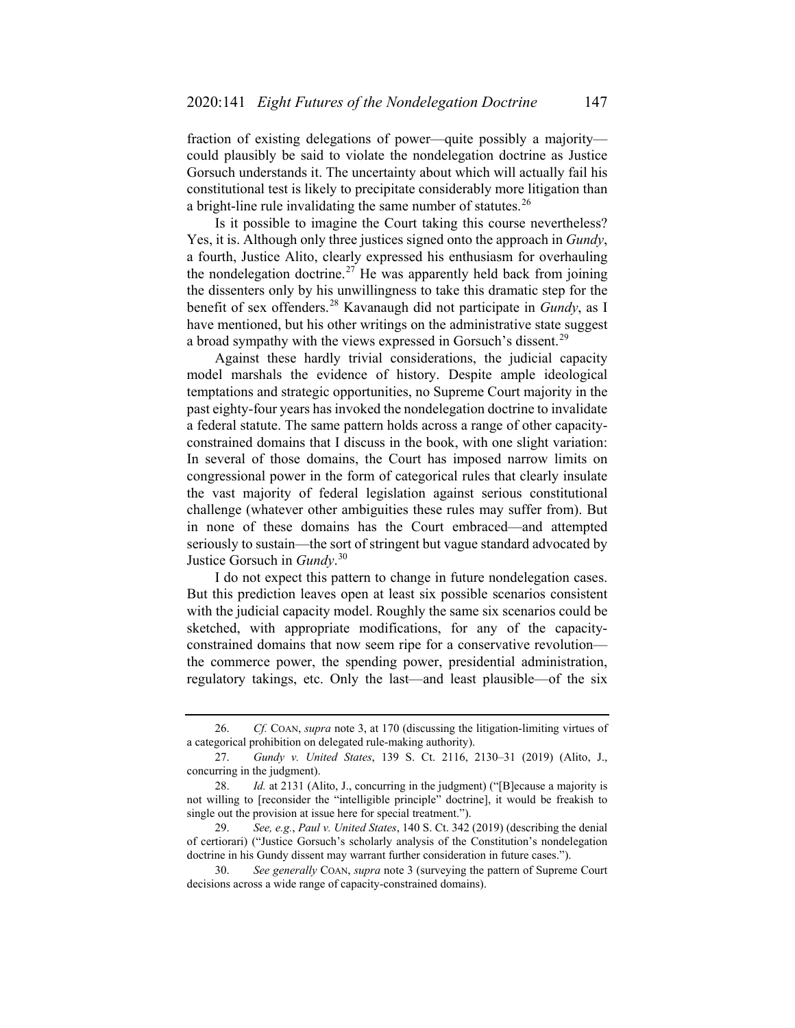fraction of existing delegations of power—quite possibly a majority—could plausibly be said to violate the nondelegation doctrine as Justice Gorsuch understands it. The uncertainty about which will actually fail his constitutional test is likely to precipitate considerably more litigation than a bright-line rule invalidating the same number of statutes.[26]

Is it possible to imagine the Court taking this course nevertheless? Yes, it is. Although only three justices signed onto the approach in *Gundy*, a fourth, Justice Alito, clearly expressed his enthusiasm for overhauling the nondelegation doctrine.[27] He was apparently held back from joining the dissenters only by his unwillingness to take this dramatic step for the benefit of sex offenders.[28] Kavanaugh did not participate in *Gundy*, as I have mentioned, but his other writings on the administrative state suggest a broad sympathy with the views expressed in Gorsuch's dissent.[29]

Against these hardly trivial considerations, the judicial capacity model marshals the evidence of history. Despite ample ideological temptations and strategic opportunities, no Supreme Court majority in the past eighty-four years has invoked the nondelegation doctrine to invalidate a federal statute. The same pattern holds across a range of other capacity-constrained domains that I discuss in the book, with one slight variation: In several of those domains, the Court has imposed narrow limits on congressional power in the form of categorical rules that clearly insulate the vast majority of federal legislation against serious constitutional challenge (whatever other ambiguities these rules may suffer from). But in none of these domains has the Court embraced—and attempted seriously to sustain—the sort of stringent but vague standard advocated by Justice Gorsuch in *Gundy*.[30]

I do not expect this pattern to change in future nondelegation cases. But this prediction leaves open at least six possible scenarios consistent with the judicial capacity model. Roughly the same six scenarios could be sketched, with appropriate modifications, for any of the capacity-constrained domains that now seem ripe for a conservative revolution—the commerce power, the spending power, presidential administration, regulatory takings, etc. Only the last—and least plausible—of the six

---

26. *Cf.* COAN, *supra* note 3, at 170 (discussing the litigation-limiting virtues of a categorical prohibition on delegated rule-making authority).

27. *Gundy v. United States*, 139 S. Ct. 2116, 2130–31 (2019) (Alito, J., concurring in the judgment).

28. *Id.* at 2131 (Alito, J., concurring in the judgment) ("[B]ecause a majority is not willing to [reconsider the "intelligible principle" doctrine], it would be freakish to single out the provision at issue here for special treatment.").

29. *See, e.g.*, *Paul v. United States*, 140 S. Ct. 342 (2019) (describing the denial of certiorari) ("Justice Gorsuch's scholarly analysis of the Constitution's nondelegation doctrine in his Gundy dissent may warrant further consideration in future cases.").

30. *See generally* COAN, *supra* note 3 (surveying the pattern of Supreme Court decisions across a wide range of capacity-constrained domains).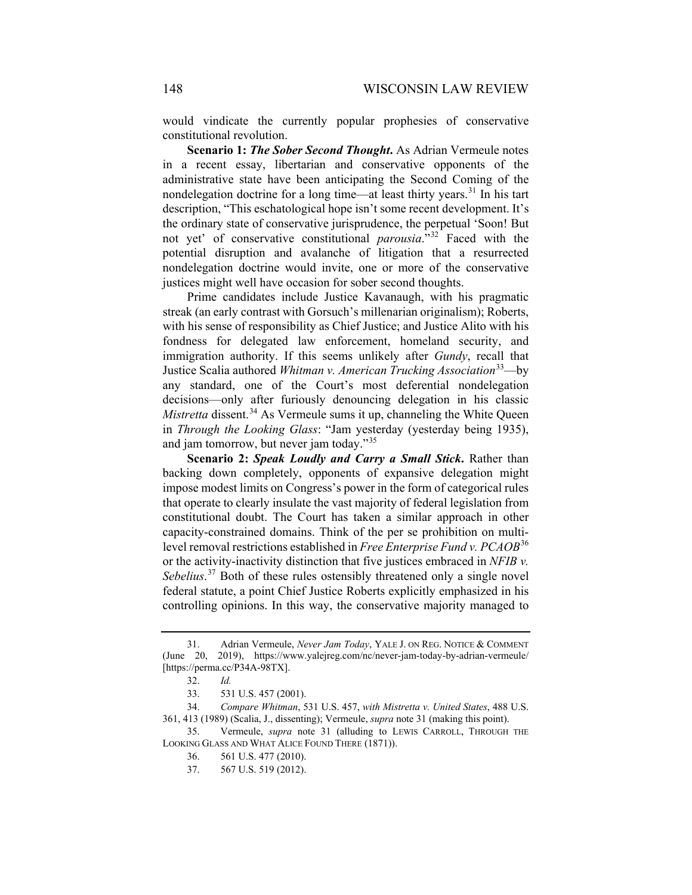would vindicate the currently popular prophesies of conservative constitutional revolution.

**Scenario 1: *The Sober Second Thought*.** As Adrian Vermeule notes in a recent essay, libertarian and conservative opponents of the administrative state have been anticipating the Second Coming of the nondelegation doctrine for a long time—at least thirty years.[31] In his tart description, "This eschatological hope isn't some recent development. It's the ordinary state of conservative jurisprudence, the perpetual 'Soon! But not yet' of conservative constitutional *parousia*."[32] Faced with the potential disruption and avalanche of litigation that a resurrected nondelegation doctrine would invite, one or more of the conservative justices might well have occasion for sober second thoughts.

Prime candidates include Justice Kavanaugh, with his pragmatic streak (an early contrast with Gorsuch's millenarian originalism); Roberts, with his sense of responsibility as Chief Justice; and Justice Alito with his fondness for delegated law enforcement, homeland security, and immigration authority. If this seems unlikely after *Gundy*, recall that Justice Scalia authored *Whitman v. American Trucking Association*[33]—by any standard, one of the Court's most deferential nondelegation decisions—only after furiously denouncing delegation in his classic *Mistretta* dissent.[34] As Vermeule sums it up, channeling the White Queen in *Through the Looking Glass*: "Jam yesterday (yesterday being 1935), and jam tomorrow, but never jam today."[35]

**Scenario 2: *Speak Loudly and Carry a Small Stick*.** Rather than backing down completely, opponents of expansive delegation might impose modest limits on Congress's power in the form of categorical rules that operate to clearly insulate the vast majority of federal legislation from constitutional doubt. The Court has taken a similar approach in other capacity-constrained domains. Think of the per se prohibition on multi-level removal restrictions established in *Free Enterprise Fund v. PCAOB*[36] or the activity-inactivity distinction that five justices embraced in *NFIB v. Sebelius*.[37] Both of these rules ostensibly threatened only a single novel federal statute, a point Chief Justice Roberts explicitly emphasized in his controlling opinions. In this way, the conservative majority managed to

---

31. Adrian Vermeule, *Never Jam Today*, YALE J. ON REG. NOTICE & COMMENT (June 20, 2019), https://www.yalejreg.com/nc/never-jam-today-by-adrian-vermeule/ [https://perma.cc/P34A-98TX].

32. *Id.*

33. 531 U.S. 457 (2001).

34. *Compare Whitman*, 531 U.S. 457, *with Mistretta v. United States*, 488 U.S. 361, 413 (1989) (Scalia, J., dissenting); Vermeule, *supra* note 31 (making this point).

35. Vermeule, *supra* note 31 (alluding to LEWIS CARROLL, THROUGH THE LOOKING GLASS AND WHAT ALICE FOUND THERE (1871)).

36. 561 U.S. 477 (2010).

37. 567 U.S. 519 (2012).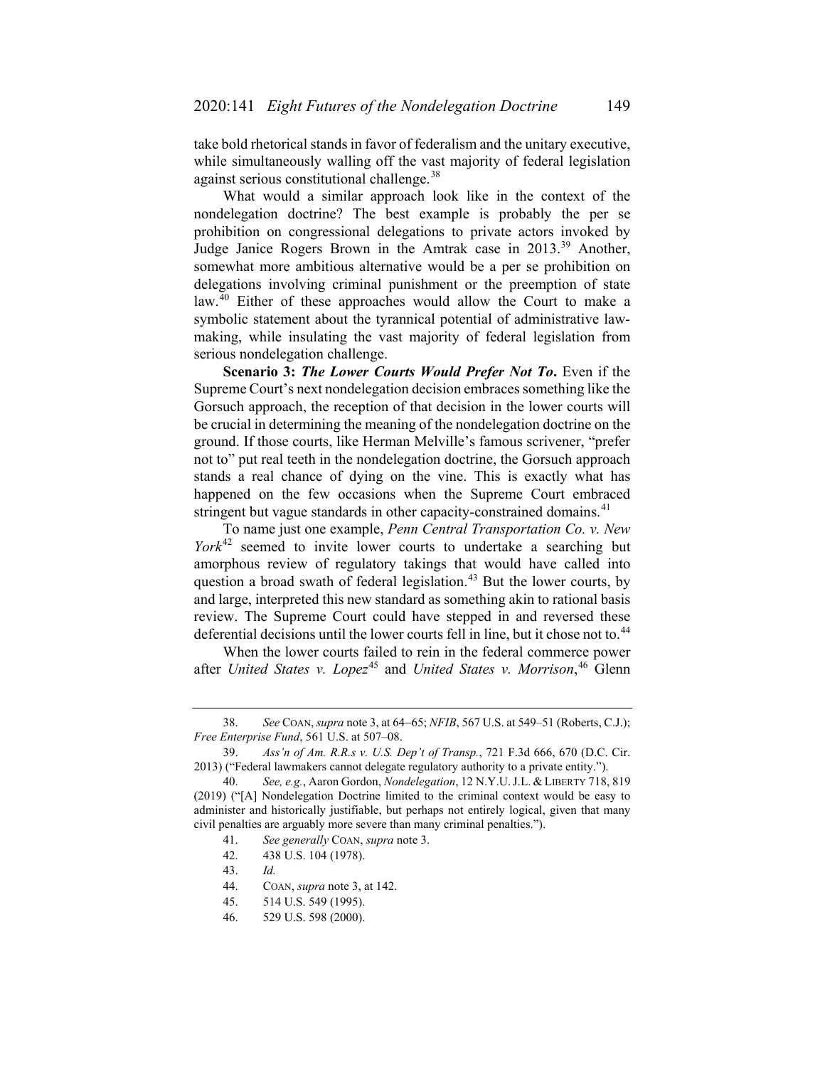take bold rhetorical stands in favor of federalism and the unitary executive, while simultaneously walling off the vast majority of federal legislation against serious constitutional challenge.[38]

What would a similar approach look like in the context of the nondelegation doctrine? The best example is probably the per se prohibition on congressional delegations to private actors invoked by Judge Janice Rogers Brown in the Amtrak case in 2013.[39] Another, somewhat more ambitious alternative would be a per se prohibition on delegations involving criminal punishment or the preemption of state law.[40] Either of these approaches would allow the Court to make a symbolic statement about the tyrannical potential of administrative law-making, while insulating the vast majority of federal legislation from serious nondelegation challenge.

**Scenario 3: *The Lower Courts Would Prefer Not To*.** Even if the Supreme Court's next nondelegation decision embraces something like the Gorsuch approach, the reception of that decision in the lower courts will be crucial in determining the meaning of the nondelegation doctrine on the ground. If those courts, like Herman Melville's famous scrivener, "prefer not to" put real teeth in the nondelegation doctrine, the Gorsuch approach stands a real chance of dying on the vine. This is exactly what has happened on the few occasions when the Supreme Court embraced stringent but vague standards in other capacity-constrained domains.[41]

To name just one example, *Penn Central Transportation Co. v. New York*[42] seemed to invite lower courts to undertake a searching but amorphous review of regulatory takings that would have called into question a broad swath of federal legislation.[43] But the lower courts, by and large, interpreted this new standard as something akin to rational basis review. The Supreme Court could have stepped in and reversed these deferential decisions until the lower courts fell in line, but it chose not to.[44]

When the lower courts failed to rein in the federal commerce power after *United States v. Lopez*[45] and *United States v. Morrison*,[46] Glenn

---

38. *See* COAN, *supra* note 3, at 64–65; *NFIB*, 567 U.S. at 549–51 (Roberts, C.J.); *Free Enterprise Fund*, 561 U.S. at 507–08.

39. *Ass'n of Am. R.R.s v. U.S. Dep't of Transp.*, 721 F.3d 666, 670 (D.C. Cir. 2013) ("Federal lawmakers cannot delegate regulatory authority to a private entity.").

40. *See, e.g.*, Aaron Gordon, *Nondelegation*, 12 N.Y.U. J.L. & LIBERTY 718, 819 (2019) ("[A] Nondelegation Doctrine limited to the criminal context would be easy to administer and historically justifiable, but perhaps not entirely logical, given that many civil penalties are arguably more severe than many criminal penalties.").

41. *See generally* COAN, *supra* note 3.

42. 438 U.S. 104 (1978).

43. *Id.*

44. COAN, *supra* note 3, at 142.

45. 514 U.S. 549 (1995).

46. 529 U.S. 598 (2000).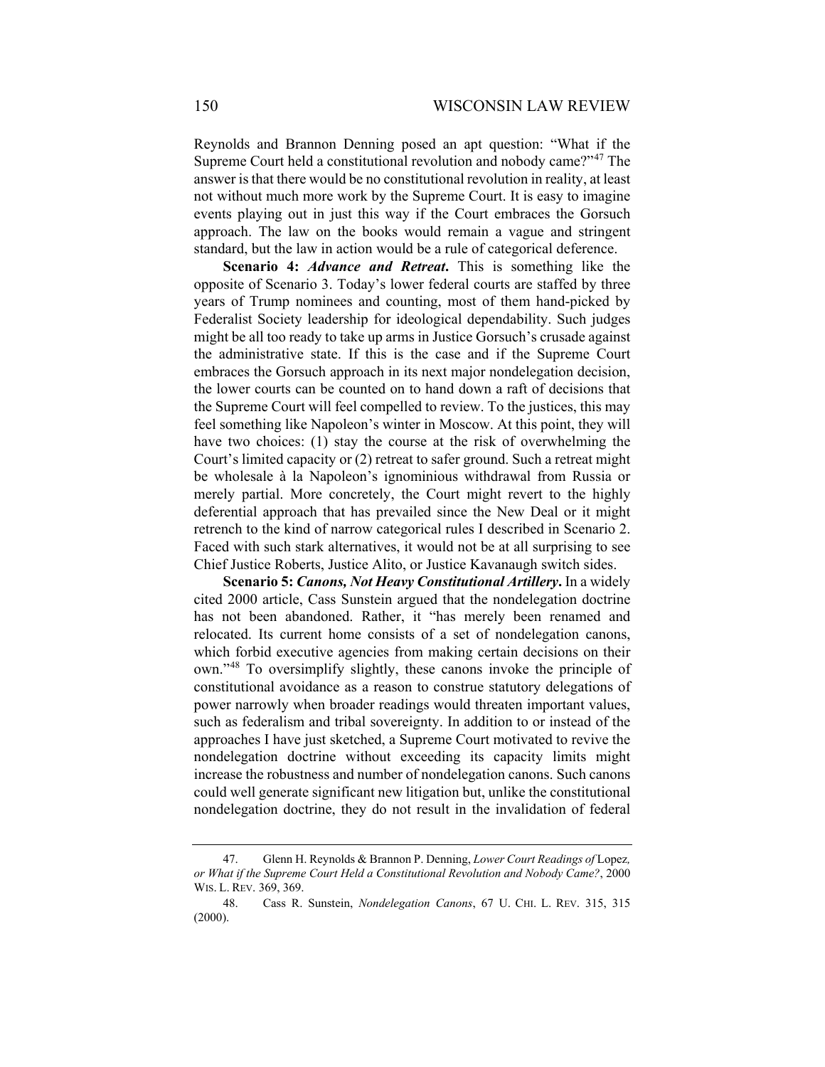Reynolds and Brannon Denning posed an apt question: "What if the Supreme Court held a constitutional revolution and nobody came?"[47] The answer is that there would be no constitutional revolution in reality, at least not without much more work by the Supreme Court. It is easy to imagine events playing out in just this way if the Court embraces the Gorsuch approach. The law on the books would remain a vague and stringent standard, but the law in action would be a rule of categorical deference.

**Scenario 4: *Advance and Retreat*.** This is something like the opposite of Scenario 3. Today's lower federal courts are staffed by three years of Trump nominees and counting, most of them hand-picked by Federalist Society leadership for ideological dependability. Such judges might be all too ready to take up arms in Justice Gorsuch's crusade against the administrative state. If this is the case and if the Supreme Court embraces the Gorsuch approach in its next major nondelegation decision, the lower courts can be counted on to hand down a raft of decisions that the Supreme Court will feel compelled to review. To the justices, this may feel something like Napoleon's winter in Moscow. At this point, they will have two choices: (1) stay the course at the risk of overwhelming the Court's limited capacity or (2) retreat to safer ground. Such a retreat might be wholesale à la Napoleon's ignominious withdrawal from Russia or merely partial. More concretely, the Court might revert to the highly deferential approach that has prevailed since the New Deal or it might retrench to the kind of narrow categorical rules I described in Scenario 2. Faced with such stark alternatives, it would not be at all surprising to see Chief Justice Roberts, Justice Alito, or Justice Kavanaugh switch sides.

**Scenario 5: *Canons, Not Heavy Constitutional Artillery*.** In a widely cited 2000 article, Cass Sunstein argued that the nondelegation doctrine has not been abandoned. Rather, it "has merely been renamed and relocated. Its current home consists of a set of nondelegation canons, which forbid executive agencies from making certain decisions on their own."[48] To oversimplify slightly, these canons invoke the principle of constitutional avoidance as a reason to construe statutory delegations of power narrowly when broader readings would threaten important values, such as federalism and tribal sovereignty. In addition to or instead of the approaches I have just sketched, a Supreme Court motivated to revive the nondelegation doctrine without exceeding its capacity limits might increase the robustness and number of nondelegation canons. Such canons could well generate significant new litigation but, unlike the constitutional nondelegation doctrine, they do not result in the invalidation of federal

---

47. Glenn H. Reynolds & Brannon P. Denning, *Lower Court Readings of* Lopez*, or What if the Supreme Court Held a Constitutional Revolution and Nobody Came?*, 2000 WIS. L. REV. 369, 369.

48. Cass R. Sunstein, *Nondelegation Canons*, 67 U. CHI. L. REV. 315, 315 (2000).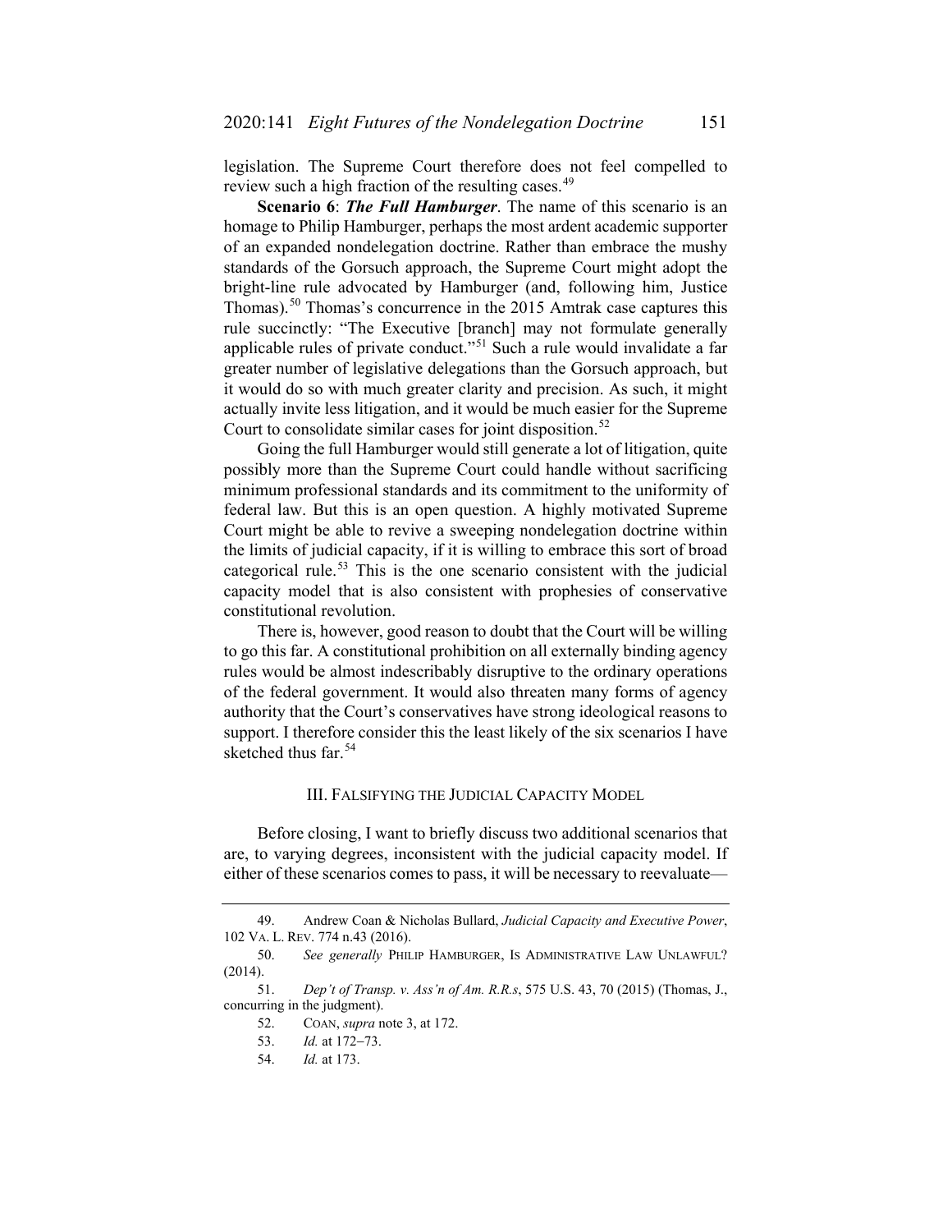legislation. The Supreme Court therefore does not feel compelled to review such a high fraction of the resulting cases.[49]

**Scenario 6**: ***The Full Hamburger***. The name of this scenario is an homage to Philip Hamburger, perhaps the most ardent academic supporter of an expanded nondelegation doctrine. Rather than embrace the mushy standards of the Gorsuch approach, the Supreme Court might adopt the bright-line rule advocated by Hamburger (and, following him, Justice Thomas).[50] Thomas's concurrence in the 2015 Amtrak case captures this rule succinctly: "The Executive [branch] may not formulate generally applicable rules of private conduct."[51] Such a rule would invalidate a far greater number of legislative delegations than the Gorsuch approach, but it would do so with much greater clarity and precision. As such, it might actually invite less litigation, and it would be much easier for the Supreme Court to consolidate similar cases for joint disposition.[52]

Going the full Hamburger would still generate a lot of litigation, quite possibly more than the Supreme Court could handle without sacrificing minimum professional standards and its commitment to the uniformity of federal law. But this is an open question. A highly motivated Supreme Court might be able to revive a sweeping nondelegation doctrine within the limits of judicial capacity, if it is willing to embrace this sort of broad categorical rule.[53] This is the one scenario consistent with the judicial capacity model that is also consistent with prophesies of conservative constitutional revolution.

There is, however, good reason to doubt that the Court will be willing to go this far. A constitutional prohibition on all externally binding agency rules would be almost indescribably disruptive to the ordinary operations of the federal government. It would also threaten many forms of agency authority that the Court's conservatives have strong ideological reasons to support. I therefore consider this the least likely of the six scenarios I have sketched thus far.[54]

## III. FALSIFYING THE JUDICIAL CAPACITY MODEL

Before closing, I want to briefly discuss two additional scenarios that are, to varying degrees, inconsistent with the judicial capacity model. If either of these scenarios comes to pass, it will be necessary to reevaluate—

---

49. Andrew Coan & Nicholas Bullard, *Judicial Capacity and Executive Power*, 102 VA. L. REV. 774 n.43 (2016).

50. *See generally* PHILIP HAMBURGER, IS ADMINISTRATIVE LAW UNLAWFUL? (2014).

51. *Dep't of Transp. v. Ass'n of Am. R.R.s*, 575 U.S. 43, 70 (2015) (Thomas, J., concurring in the judgment).

52. COAN, *supra* note 3, at 172.

53. *Id.* at 172–73.

54. *Id.* at 173.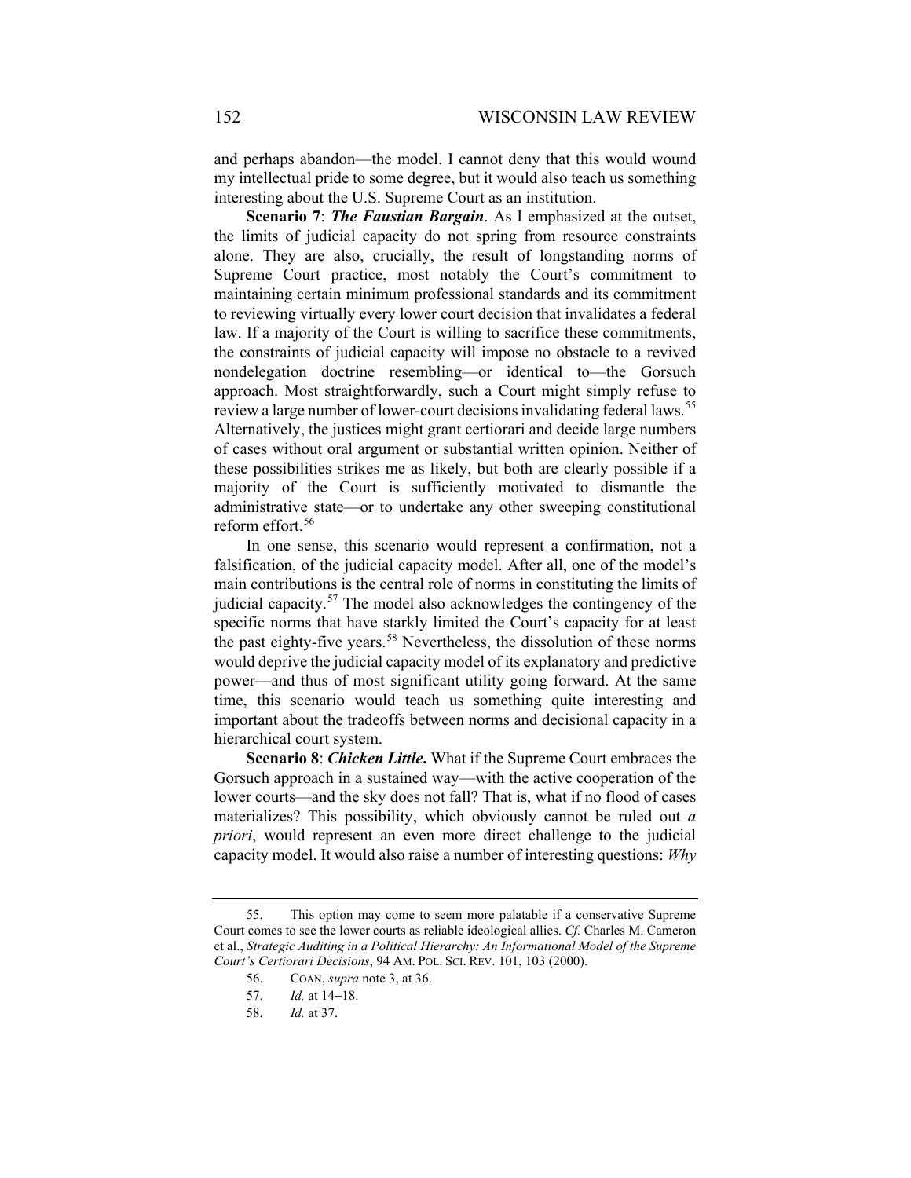and perhaps abandon—the model. I cannot deny that this would wound my intellectual pride to some degree, but it would also teach us something interesting about the U.S. Supreme Court as an institution.

**Scenario 7**: ***The Faustian Bargain***. As I emphasized at the outset, the limits of judicial capacity do not spring from resource constraints alone. They are also, crucially, the result of longstanding norms of Supreme Court practice, most notably the Court's commitment to maintaining certain minimum professional standards and its commitment to reviewing virtually every lower court decision that invalidates a federal law. If a majority of the Court is willing to sacrifice these commitments, the constraints of judicial capacity will impose no obstacle to a revived nondelegation doctrine resembling—or identical to—the Gorsuch approach. Most straightforwardly, such a Court might simply refuse to review a large number of lower-court decisions invalidating federal laws.[55] Alternatively, the justices might grant certiorari and decide large numbers of cases without oral argument or substantial written opinion. Neither of these possibilities strikes me as likely, but both are clearly possible if a majority of the Court is sufficiently motivated to dismantle the administrative state—or to undertake any other sweeping constitutional reform effort.[56]

In one sense, this scenario would represent a confirmation, not a falsification, of the judicial capacity model. After all, one of the model's main contributions is the central role of norms in constituting the limits of judicial capacity.[57] The model also acknowledges the contingency of the specific norms that have starkly limited the Court's capacity for at least the past eighty-five years.[58] Nevertheless, the dissolution of these norms would deprive the judicial capacity model of its explanatory and predictive power—and thus of most significant utility going forward. At the same time, this scenario would teach us something quite interesting and important about the tradeoffs between norms and decisional capacity in a hierarchical court system.

**Scenario 8**: ***Chicken Little***. What if the Supreme Court embraces the Gorsuch approach in a sustained way—with the active cooperation of the lower courts—and the sky does not fall? That is, what if no flood of cases materializes? This possibility, which obviously cannot be ruled out *a priori*, would represent an even more direct challenge to the judicial capacity model. It would also raise a number of interesting questions: *Why*

---

55. This option may come to seem more palatable if a conservative Supreme Court comes to see the lower courts as reliable ideological allies. *Cf.* Charles M. Cameron et al., *Strategic Auditing in a Political Hierarchy: An Informational Model of the Supreme Court's Certiorari Decisions*, 94 AM. POL. SCI. REV. 101, 103 (2000).

56. COAN, *supra* note 3, at 36.

57. *Id.* at 14–18.

58. *Id.* at 37.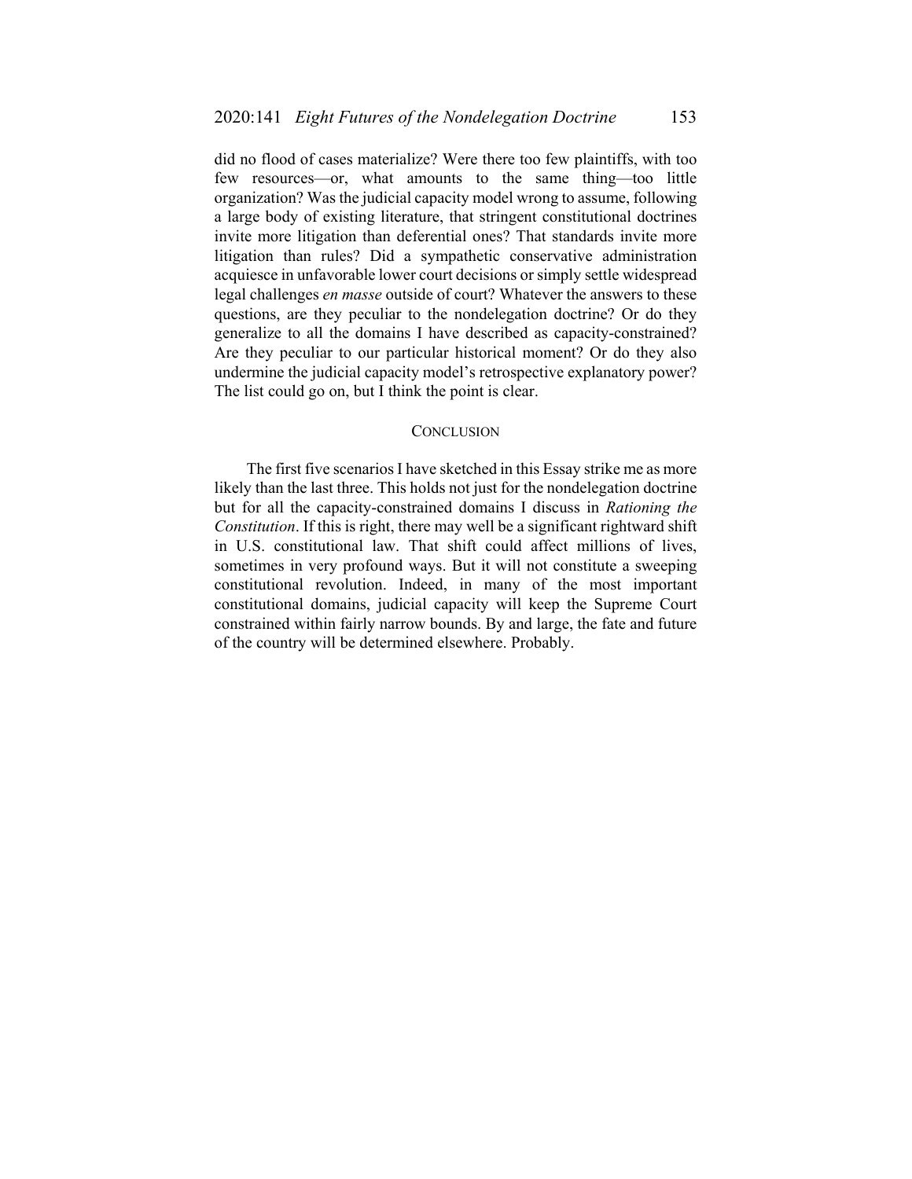did no flood of cases materialize? Were there too few plaintiffs, with too few resources—or, what amounts to the same thing—too little organization? Was the judicial capacity model wrong to assume, following a large body of existing literature, that stringent constitutional doctrines invite more litigation than deferential ones? That standards invite more litigation than rules? Did a sympathetic conservative administration acquiesce in unfavorable lower court decisions or simply settle widespread legal challenges *en masse* outside of court? Whatever the answers to these questions, are they peculiar to the nondelegation doctrine? Or do they generalize to all the domains I have described as capacity-constrained? Are they peculiar to our particular historical moment? Or do they also undermine the judicial capacity model's retrospective explanatory power? The list could go on, but I think the point is clear.

## CONCLUSION

The first five scenarios I have sketched in this Essay strike me as more likely than the last three. This holds not just for the nondelegation doctrine but for all the capacity-constrained domains I discuss in *Rationing the Constitution*. If this is right, there may well be a significant rightward shift in U.S. constitutional law. That shift could affect millions of lives, sometimes in very profound ways. But it will not constitute a sweeping constitutional revolution. Indeed, in many of the most important constitutional domains, judicial capacity will keep the Supreme Court constrained within fairly narrow bounds. By and large, the fate and future of the country will be determined elsewhere. Probably.